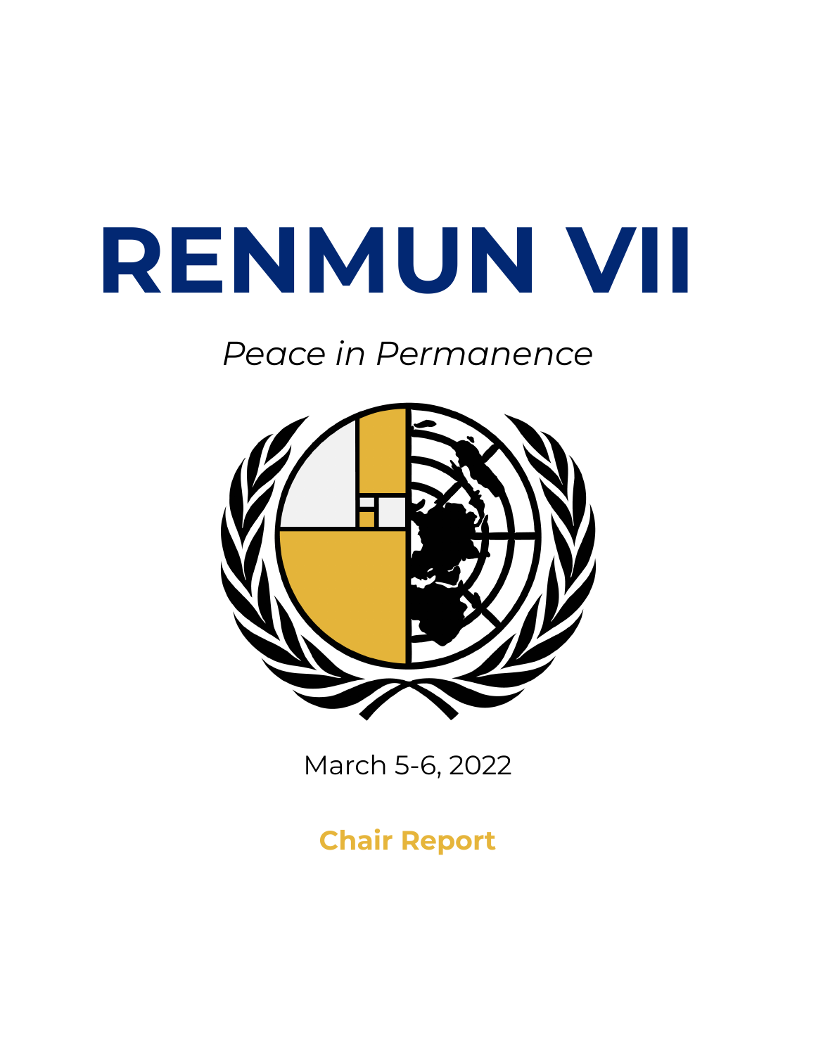# RENMUN VII

*Peace in Permanence*

March 5-6, 2022

**Chair Report**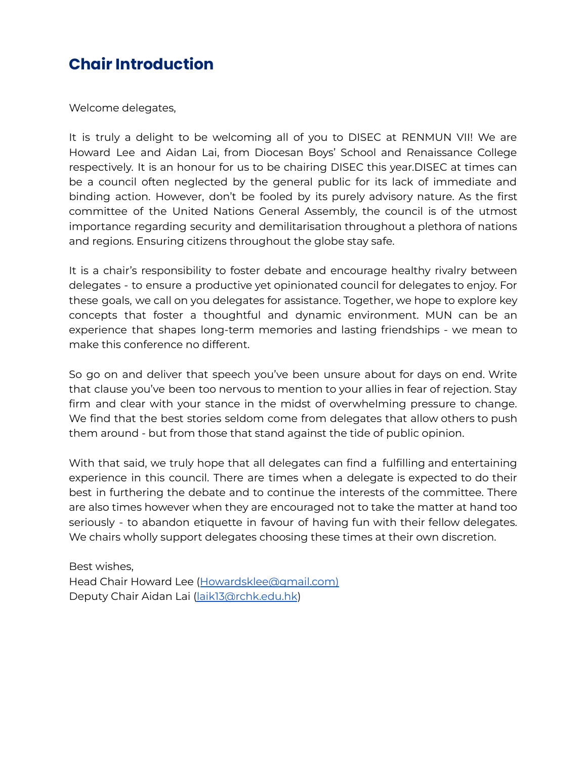# Chair Introduction

Welcome delegates,

It is truly a delight to be welcoming all of you to DISEC at RENMUN VII! We are Howard Lee and Aidan Lai, from Diocesan Boys' School and Renaissance College respectively. It is an honour for us to be chairing DISEC this year.DISEC at times can be a council often neglected by the general public for its lack of immediate and binding action. However, don't be fooled by its purely advisory nature. As the first committee of the United Nations General Assembly, the council is of the utmost importance regarding security and demilitarisation throughout a plethora of nations and regions. Ensuring citizens throughout the globe stay safe.

It is a chair's responsibility to foster debate and encourage healthy rivalry between delegates - to ensure a productive yet opinionated council for delegates to enjoy. For these goals, we call on you delegates for assistance. Together, we hope to explore key concepts that foster a thoughtful and dynamic environment. MUN can be an experience that shapes long-term memories and lasting friendships - we mean to make this conference no different.

So go on and deliver that speech you've been unsure about for days on end. Write that clause you've been too nervous to mention to your allies in fear of rejection. Stay firm and clear with your stance in the midst of overwhelming pressure to change. We find that the best stories seldom come from delegates that allow others to push them around - but from those that stand against the tide of public opinion.

With that said, we truly hope that all delegates can find a fulfilling and entertaining experience in this council. There are times when a delegate is expected to do their best in furthering the debate and to continue the interests of the committee. There are also times however when they are encouraged not to take the matter at hand too seriously - to abandon etiquette in favour of having fun with their fellow delegates. We chairs wholly support delegates choosing these times at their own discretion.

Best wishes,  
Head Chair Howard Lee (Howardsklee@gmail.com)  
Deputy Chair Aidan Lai (laik13@rchk.edu.hk)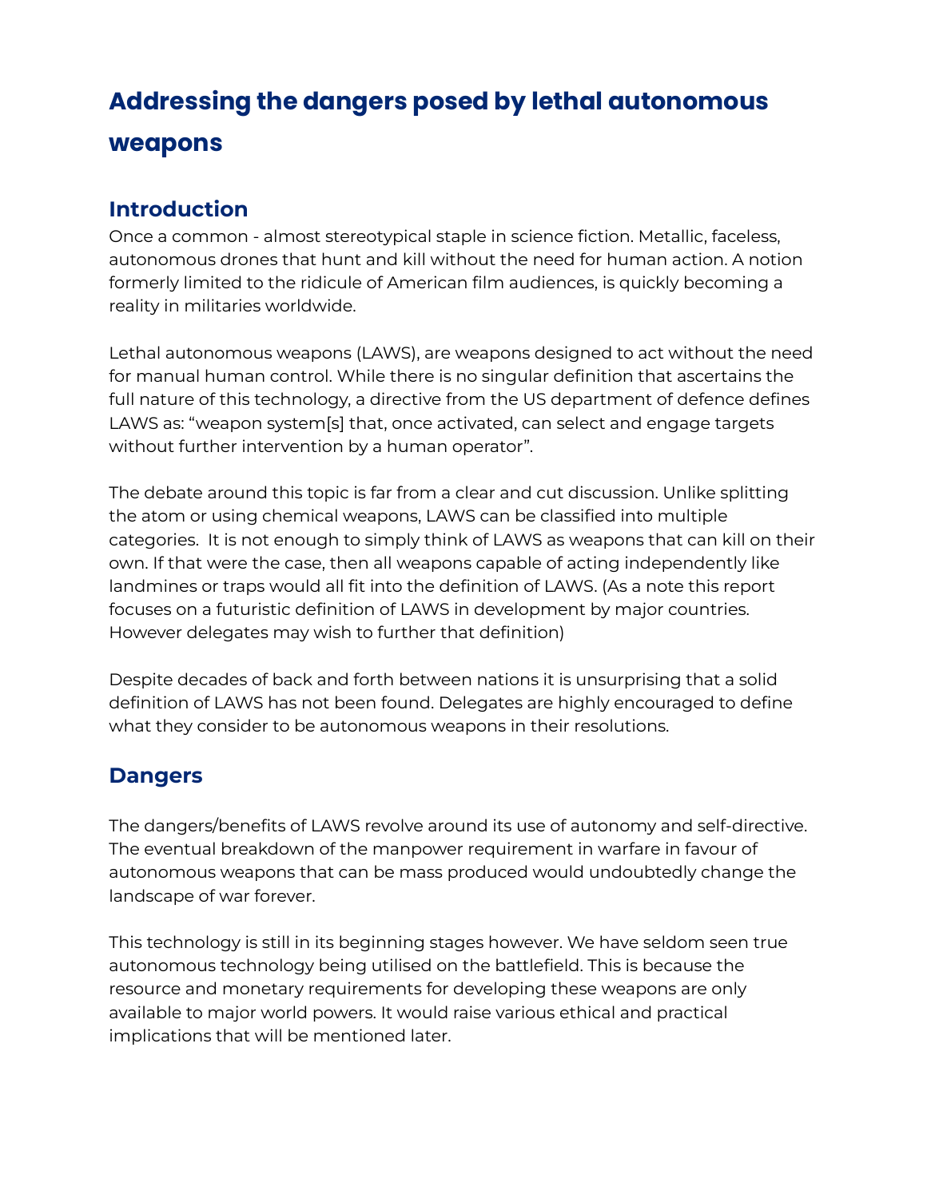# Addressing the dangers posed by lethal autonomous weapons

## Introduction

Once a common - almost stereotypical staple in science fiction. Metallic, faceless, autonomous drones that hunt and kill without the need for human action. A notion formerly limited to the ridicule of American film audiences, is quickly becoming a reality in militaries worldwide.

Lethal autonomous weapons (LAWS), are weapons designed to act without the need for manual human control. While there is no singular definition that ascertains the full nature of this technology, a directive from the US department of defence defines LAWS as: "weapon system[s] that, once activated, can select and engage targets without further intervention by a human operator".

The debate around this topic is far from a clear and cut discussion. Unlike splitting the atom or using chemical weapons, LAWS can be classified into multiple categories. It is not enough to simply think of LAWS as weapons that can kill on their own. If that were the case, then all weapons capable of acting independently like landmines or traps would all fit into the definition of LAWS. (As a note this report focuses on a futuristic definition of LAWS in development by major countries. However delegates may wish to further that definition)

Despite decades of back and forth between nations it is unsurprising that a solid definition of LAWS has not been found. Delegates are highly encouraged to define what they consider to be autonomous weapons in their resolutions.

## Dangers

The dangers/benefits of LAWS revolve around its use of autonomy and self-directive. The eventual breakdown of the manpower requirement in warfare in favour of autonomous weapons that can be mass produced would undoubtedly change the landscape of war forever.

This technology is still in its beginning stages however. We have seldom seen true autonomous technology being utilised on the battlefield. This is because the resource and monetary requirements for developing these weapons are only available to major world powers. It would raise various ethical and practical implications that will be mentioned later.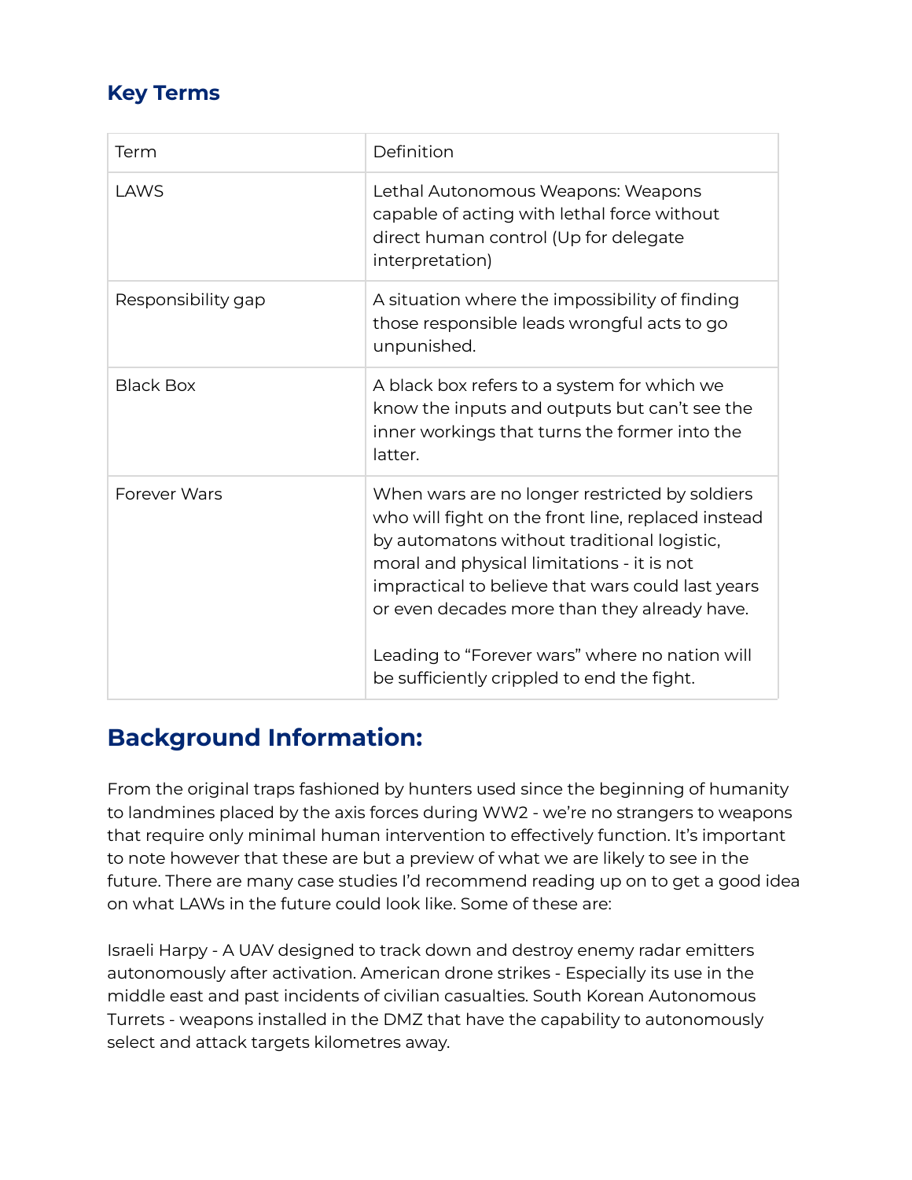## Key Terms

| Term | Definition |
|---|---|
| LAWS | Lethal Autonomous Weapons: Weapons capable of acting with lethal force without direct human control (Up for delegate interpretation) |
| Responsibility gap | A situation where the impossibility of finding those responsible leads wrongful acts to go unpunished. |
| Black Box | A black box refers to a system for which we know the inputs and outputs but can't see the inner workings that turns the former into the latter. |
| Forever Wars | When wars are no longer restricted by soldiers who will fight on the front line, replaced instead by automatons without traditional logistic, moral and physical limitations - it is not impractical to believe that wars could last years or even decades more than they already have.<br><br>Leading to "Forever wars" where no nation will be sufficiently crippled to end the fight. |

# Background Information:

From the original traps fashioned by hunters used since the beginning of humanity to landmines placed by the axis forces during WW2 - we're no strangers to weapons that require only minimal human intervention to effectively function. It's important to note however that these are but a preview of what we are likely to see in the future. There are many case studies I'd recommend reading up on to get a good idea on what LAWs in the future could look like. Some of these are:

Israeli Harpy - A UAV designed to track down and destroy enemy radar emitters autonomously after activation. American drone strikes - Especially its use in the middle east and past incidents of civilian casualties. South Korean Autonomous Turrets - weapons installed in the DMZ that have the capability to autonomously select and attack targets kilometres away.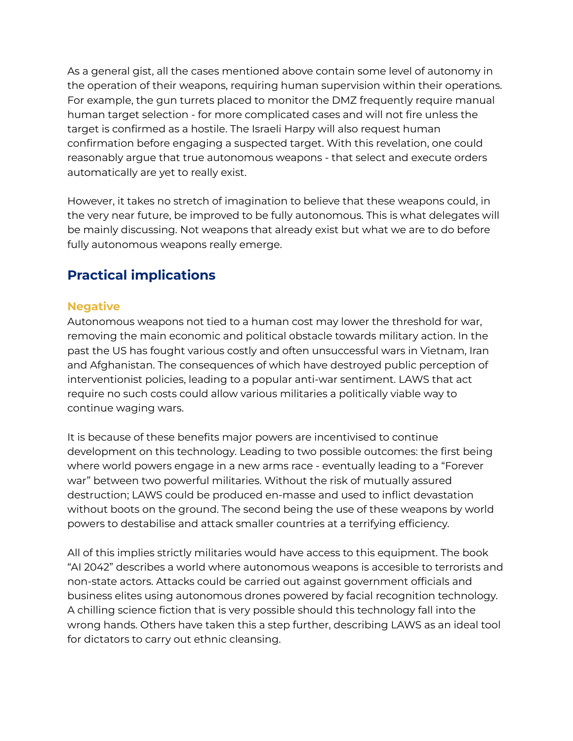As a general gist, all the cases mentioned above contain some level of autonomy in the operation of their weapons, requiring human supervision within their operations. For example, the gun turrets placed to monitor the DMZ frequently require manual human target selection - for more complicated cases and will not fire unless the target is confirmed as a hostile. The Israeli Harpy will also request human confirmation before engaging a suspected target. With this revelation, one could reasonably argue that true autonomous weapons - that select and execute orders automatically are yet to really exist.

However, it takes no stretch of imagination to believe that these weapons could, in the very near future, be improved to be fully autonomous. This is what delegates will be mainly discussing. Not weapons that already exist but what we are to do before fully autonomous weapons really emerge.

## Practical implications

### Negative

Autonomous weapons not tied to a human cost may lower the threshold for war, removing the main economic and political obstacle towards military action. In the past the US has fought various costly and often unsuccessful wars in Vietnam, Iran and Afghanistan. The consequences of which have destroyed public perception of interventionist policies, leading to a popular anti-war sentiment. LAWS that act require no such costs could allow various militaries a politically viable way to continue waging wars.

It is because of these benefits major powers are incentivised to continue development on this technology. Leading to two possible outcomes: the first being where world powers engage in a new arms race - eventually leading to a "Forever war" between two powerful militaries. Without the risk of mutually assured destruction; LAWS could be produced en-masse and used to inflict devastation without boots on the ground. The second being the use of these weapons by world powers to destabilise and attack smaller countries at a terrifying efficiency.

All of this implies strictly militaries would have access to this equipment. The book "AI 2042" describes a world where autonomous weapons is accesible to terrorists and non-state actors. Attacks could be carried out against government officials and business elites using autonomous drones powered by facial recognition technology. A chilling science fiction that is very possible should this technology fall into the wrong hands. Others have taken this a step further, describing LAWS as an ideal tool for dictators to carry out ethnic cleansing.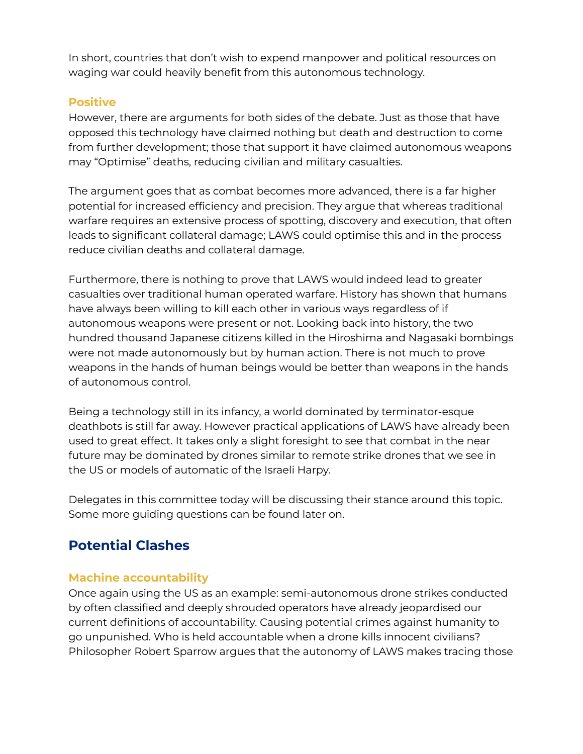In short, countries that don't wish to expend manpower and political resources on waging war could heavily benefit from this autonomous technology.

### Positive

However, there are arguments for both sides of the debate. Just as those that have opposed this technology have claimed nothing but death and destruction to come from further development; those that support it have claimed autonomous weapons may "Optimise" deaths, reducing civilian and military casualties.

The argument goes that as combat becomes more advanced, there is a far higher potential for increased efficiency and precision. They argue that whereas traditional warfare requires an extensive process of spotting, discovery and execution, that often leads to significant collateral damage; LAWS could optimise this and in the process reduce civilian deaths and collateral damage.

Furthermore, there is nothing to prove that LAWS would indeed lead to greater casualties over traditional human operated warfare. History has shown that humans have always been willing to kill each other in various ways regardless of if autonomous weapons were present or not. Looking back into history, the two hundred thousand Japanese citizens killed in the Hiroshima and Nagasaki bombings were not made autonomously but by human action. There is not much to prove weapons in the hands of human beings would be better than weapons in the hands of autonomous control.

Being a technology still in its infancy, a world dominated by terminator-esque deathbots is still far away. However practical applications of LAWS have already been used to great effect. It takes only a slight foresight to see that combat in the near future may be dominated by drones similar to remote strike drones that we see in the US or models of automatic of the Israeli Harpy.

Delegates in this committee today will be discussing their stance around this topic. Some more guiding questions can be found later on.

## Potential Clashes

### Machine accountability

Once again using the US as an example: semi-autonomous drone strikes conducted by often classified and deeply shrouded operators have already jeopardised our current definitions of accountability. Causing potential crimes against humanity to go unpunished. Who is held accountable when a drone kills innocent civilians? Philosopher Robert Sparrow argues that the autonomy of LAWS makes tracing those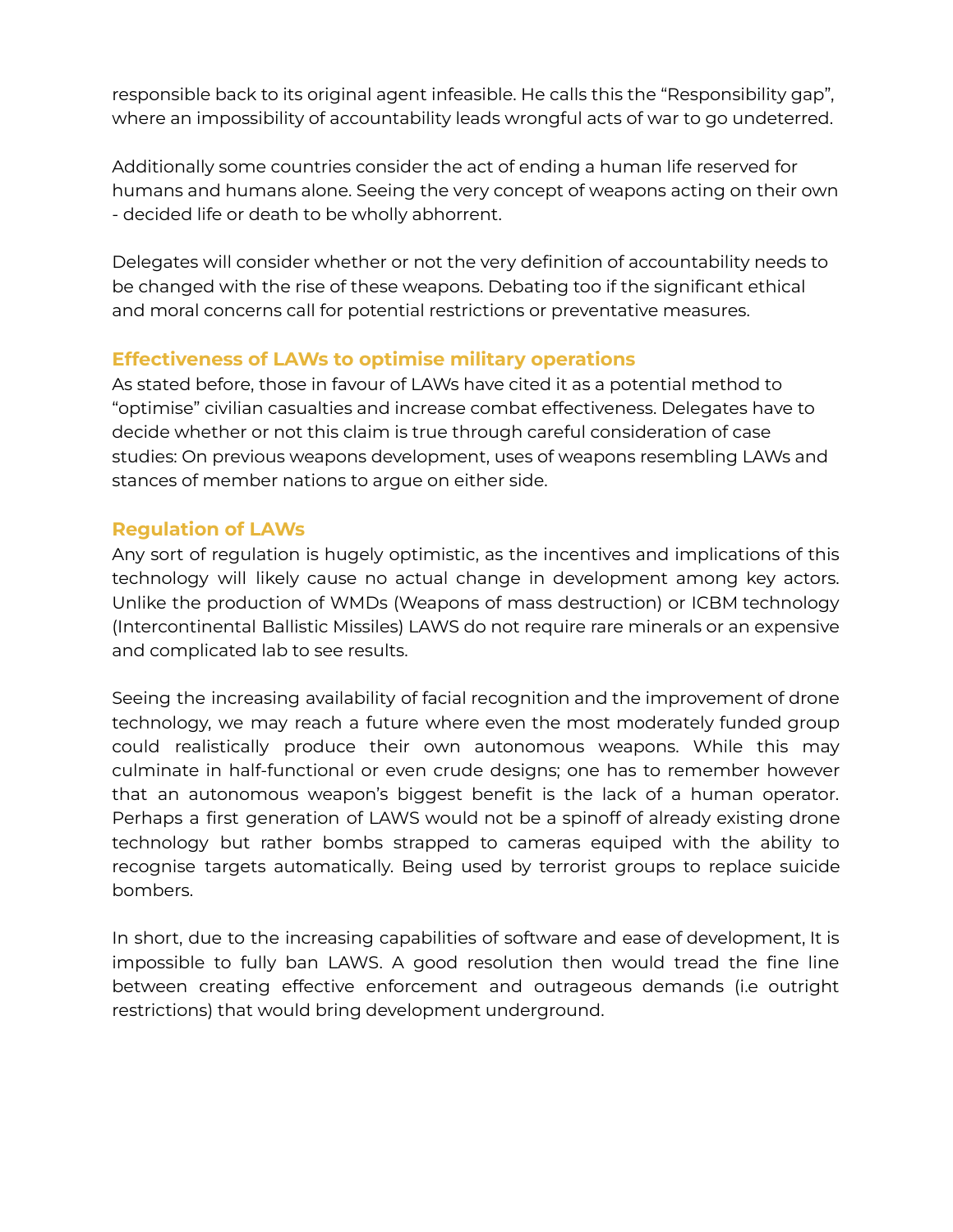responsible back to its original agent infeasible. He calls this the "Responsibility gap", where an impossibility of accountability leads wrongful acts of war to go undeterred.

Additionally some countries consider the act of ending a human life reserved for humans and humans alone. Seeing the very concept of weapons acting on their own - decided life or death to be wholly abhorrent.

Delegates will consider whether or not the very definition of accountability needs to be changed with the rise of these weapons. Debating too if the significant ethical and moral concerns call for potential restrictions or preventative measures.

### Effectiveness of LAWs to optimise military operations

As stated before, those in favour of LAWs have cited it as a potential method to "optimise" civilian casualties and increase combat effectiveness. Delegates have to decide whether or not this claim is true through careful consideration of case studies: On previous weapons development, uses of weapons resembling LAWs and stances of member nations to argue on either side.

### Regulation of LAWs

Any sort of regulation is hugely optimistic, as the incentives and implications of this technology will likely cause no actual change in development among key actors. Unlike the production of WMDs (Weapons of mass destruction) or ICBM technology (Intercontinental Ballistic Missiles) LAWS do not require rare minerals or an expensive and complicated lab to see results.

Seeing the increasing availability of facial recognition and the improvement of drone technology, we may reach a future where even the most moderately funded group could realistically produce their own autonomous weapons. While this may culminate in half-functional or even crude designs; one has to remember however that an autonomous weapon's biggest benefit is the lack of a human operator. Perhaps a first generation of LAWS would not be a spinoff of already existing drone technology but rather bombs strapped to cameras equiped with the ability to recognise targets automatically. Being used by terrorist groups to replace suicide bombers.

In short, due to the increasing capabilities of software and ease of development, It is impossible to fully ban LAWS. A good resolution then would tread the fine line between creating effective enforcement and outrageous demands (i.e outright restrictions) that would bring development underground.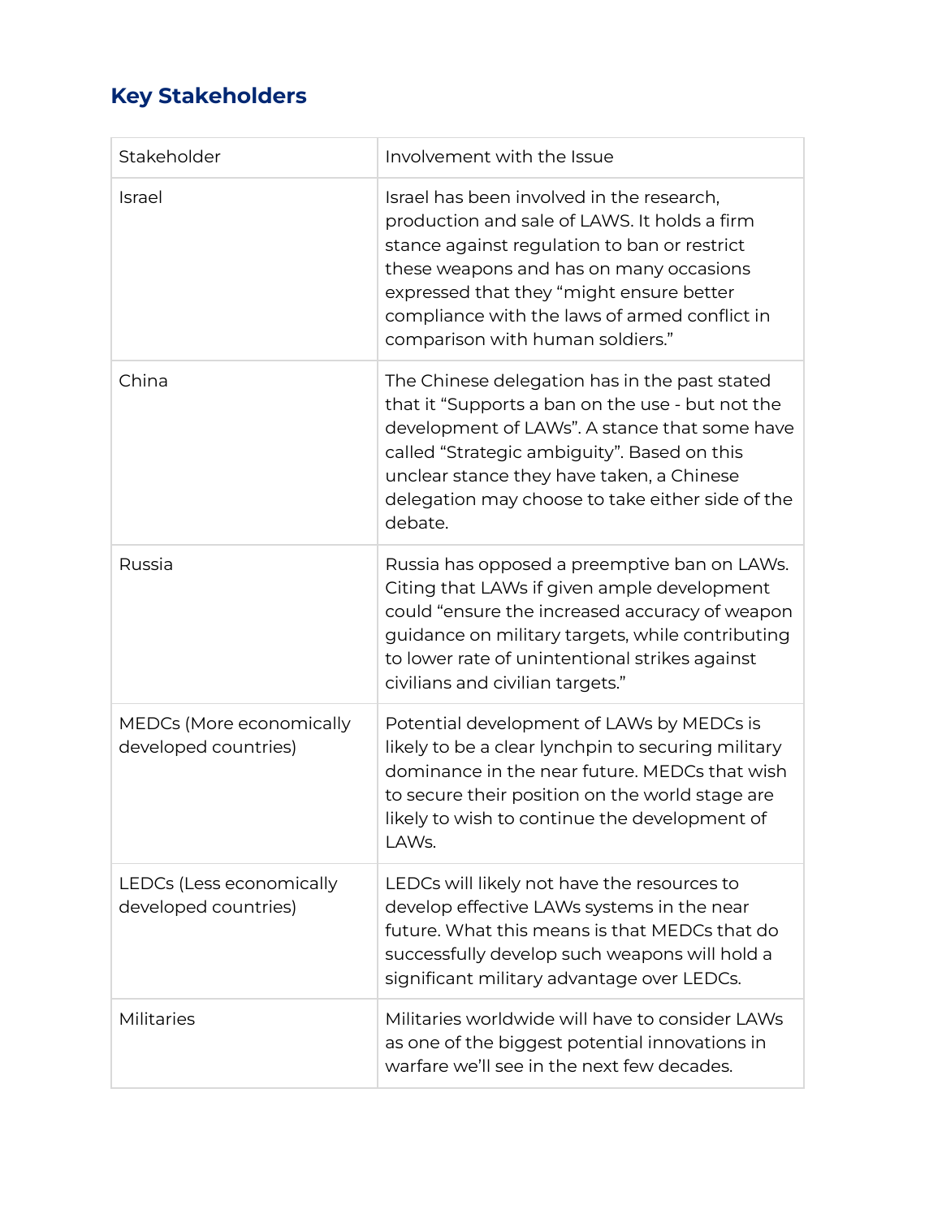## Key Stakeholders

| Stakeholder | Involvement with the Issue |
| --- | --- |
| Israel | Israel has been involved in the research, production and sale of LAWS. It holds a firm stance against regulation to ban or restrict these weapons and has on many occasions expressed that they "might ensure better compliance with the laws of armed conflict in comparison with human soldiers." |
| China | The Chinese delegation has in the past stated that it "Supports a ban on the use - but not the development of LAWs". A stance that some have called "Strategic ambiguity". Based on this unclear stance they have taken, a Chinese delegation may choose to take either side of the debate. |
| Russia | Russia has opposed a preemptive ban on LAWs. Citing that LAWs if given ample development could "ensure the increased accuracy of weapon guidance on military targets, while contributing to lower rate of unintentional strikes against civilians and civilian targets." |
| MEDCs (More economically developed countries) | Potential development of LAWs by MEDCs is likely to be a clear lynchpin to securing military dominance in the near future. MEDCs that wish to secure their position on the world stage are likely to wish to continue the development of LAWs. |
| LEDCs (Less economically developed countries) | LEDCs will likely not have the resources to develop effective LAWs systems in the near future. What this means is that MEDCs that do successfully develop such weapons will hold a significant military advantage over LEDCs. |
| Militaries | Militaries worldwide will have to consider LAWs as one of the biggest potential innovations in warfare we'll see in the next few decades. |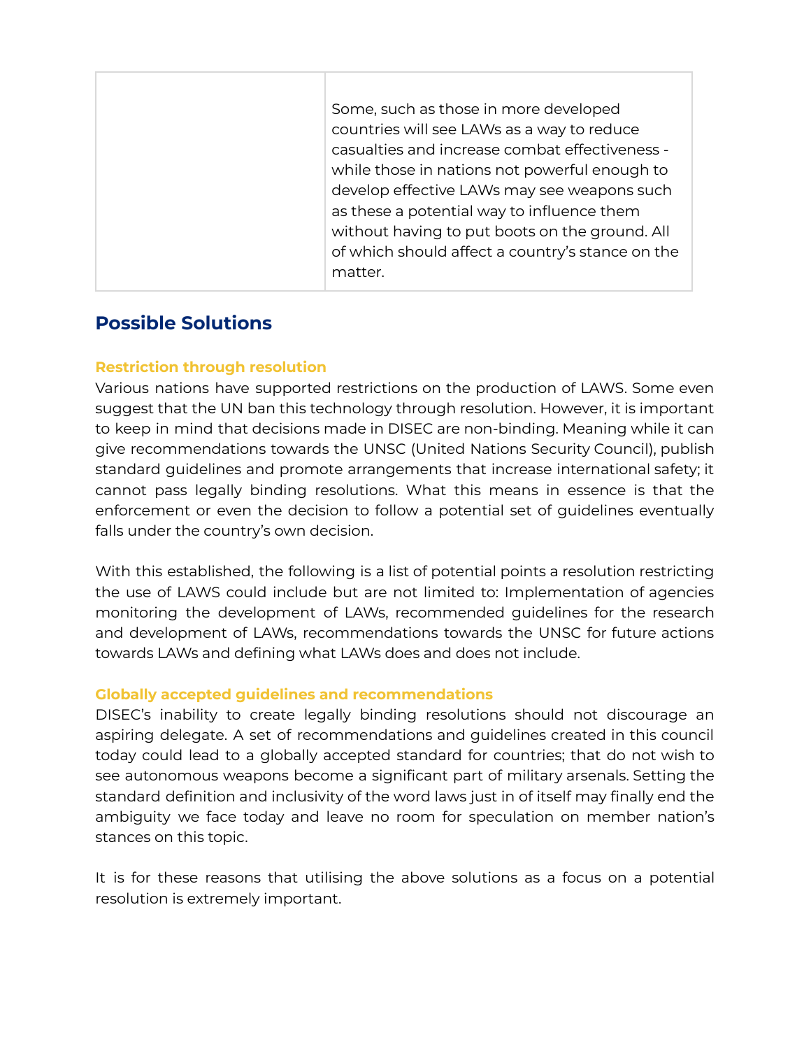| | |
|---|---|
| | Some, such as those in more developed countries will see LAWs as a way to reduce casualties and increase combat effectiveness - while those in nations not powerful enough to develop effective LAWs may see weapons such as these a potential way to influence them without having to put boots on the ground. All of which should affect a country's stance on the matter. |

## Possible Solutions

### Restriction through resolution

Various nations have supported restrictions on the production of LAWS. Some even suggest that the UN ban this technology through resolution. However, it is important to keep in mind that decisions made in DISEC are non-binding. Meaning while it can give recommendations towards the UNSC (United Nations Security Council), publish standard guidelines and promote arrangements that increase international safety; it cannot pass legally binding resolutions. What this means in essence is that the enforcement or even the decision to follow a potential set of guidelines eventually falls under the country's own decision.

With this established, the following is a list of potential points a resolution restricting the use of LAWS could include but are not limited to: Implementation of agencies monitoring the development of LAWs, recommended guidelines for the research and development of LAWs, recommendations towards the UNSC for future actions towards LAWs and defining what LAWs does and does not include.

### Globally accepted guidelines and recommendations

DISEC's inability to create legally binding resolutions should not discourage an aspiring delegate. A set of recommendations and guidelines created in this council today could lead to a globally accepted standard for countries; that do not wish to see autonomous weapons become a significant part of military arsenals. Setting the standard definition and inclusivity of the word laws just in of itself may finally end the ambiguity we face today and leave no room for speculation on member nation's stances on this topic.

It is for these reasons that utilising the above solutions as a focus on a potential resolution is extremely important.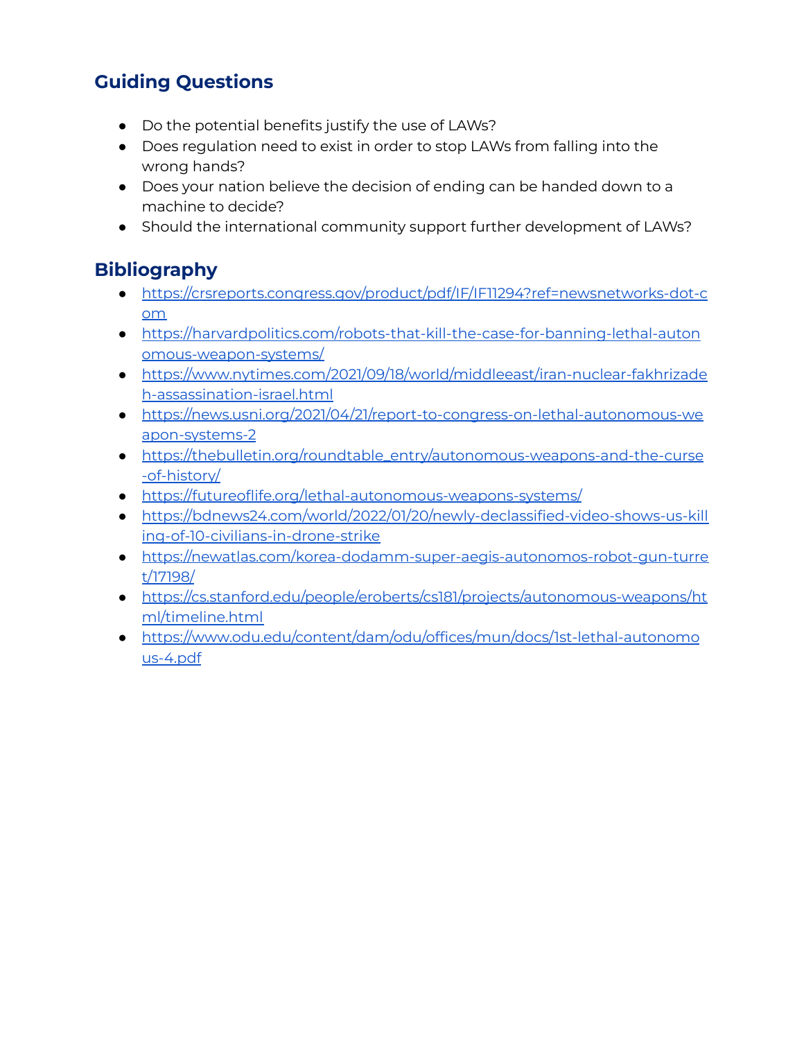## Guiding Questions

- Do the potential benefits justify the use of LAWs?
- Does regulation need to exist in order to stop LAWs from falling into the wrong hands?
- Does your nation believe the decision of ending can be handed down to a machine to decide?
- Should the international community support further development of LAWs?

## Bibliography

- https://crsreports.congress.gov/product/pdf/IF/IF11294?ref=newsnetworks-dot-com
- https://harvardpolitics.com/robots-that-kill-the-case-for-banning-lethal-autonomous-weapon-systems/
- https://www.nytimes.com/2021/09/18/world/middleeast/iran-nuclear-fakhrizadeh-assassination-israel.html
- https://news.usni.org/2021/04/21/report-to-congress-on-lethal-autonomous-weapon-systems-2
- https://thebulletin.org/roundtable_entry/autonomous-weapons-and-the-curse-of-history/
- https://futureoflife.org/lethal-autonomous-weapons-systems/
- https://bdnews24.com/world/2022/01/20/newly-declassified-video-shows-us-killing-of-10-civilians-in-drone-strike
- https://newatlas.com/korea-dodamm-super-aegis-autonomos-robot-gun-turret/17198/
- https://cs.stanford.edu/people/eroberts/cs181/projects/autonomous-weapons/html/timeline.html
- https://www.odu.edu/content/dam/odu/offices/mun/docs/1st-lethal-autonomous-4.pdf